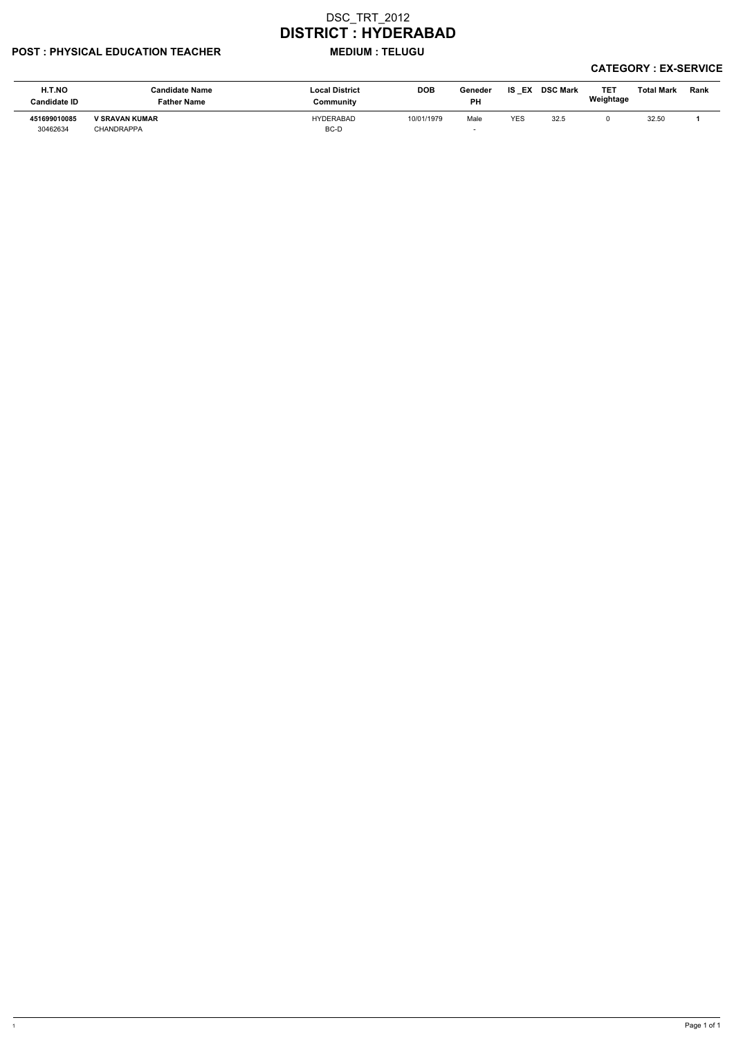# DSC_TRT_2012

# DISTRICT : HYDERABAD

**POST : PHYSICAL EDUCATION TEACHER** **MEDIUM : TELUGU**

**CATEGORY : EX-SERVICE**

| H.T.NO<br>Candidate ID | Candidate Name<br>Father Name | Local District<br>Community | DOB | Geneder<br>PH | IS _EX | DSC Mark | TET Weightage | Total Mark | Rank |
|---|---|---|---|---|---|---|---|---|---|
| **451699010085**<br>30462634 | **V SRAVAN KUMAR**<br>CHANDRAPPA | HYDERABAD<br>BC-D | 10/01/1979 | Male<br>- | YES | 32.5 | 0 | 32.50 | **1** |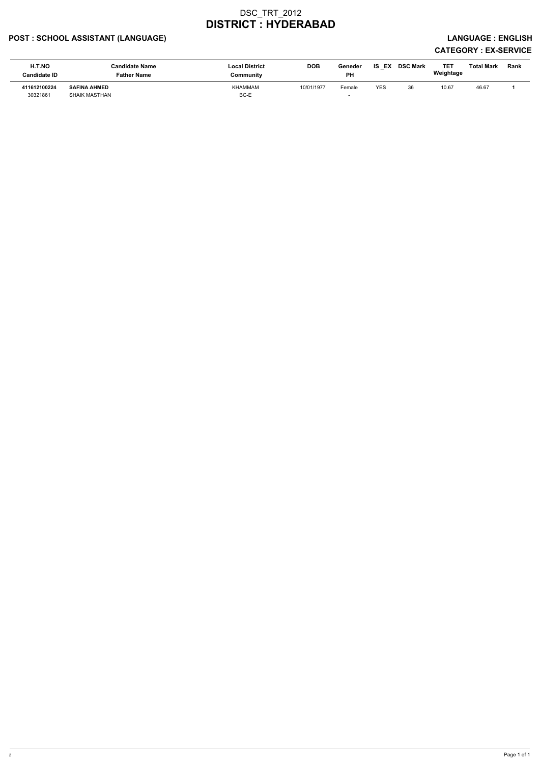# DSC_TRT_2012
# DISTRICT : HYDERABAD

**POST : SCHOOL ASSISTANT (LANGUAGE)** **LANGUAGE : ENGLISH**

**CATEGORY : EX-SERVICE**

| H.T.NO<br>Candidate ID | Candidate Name<br>Father Name | Local District<br>Community | DOB | Geneder<br>PH | IS _EX | DSC Mark | TET Weightage | Total Mark | Rank |
|---|---|---|---|---|---|---|---|---|---|
| **411612100224**<br>30321861 | **SAFINA AHMED**<br>SHAIK MASTHAN | KHAMMAM<br>BC-E | 10/01/1977 | Female<br>- | YES | 36 | 10.67 | 46.67 | **1** |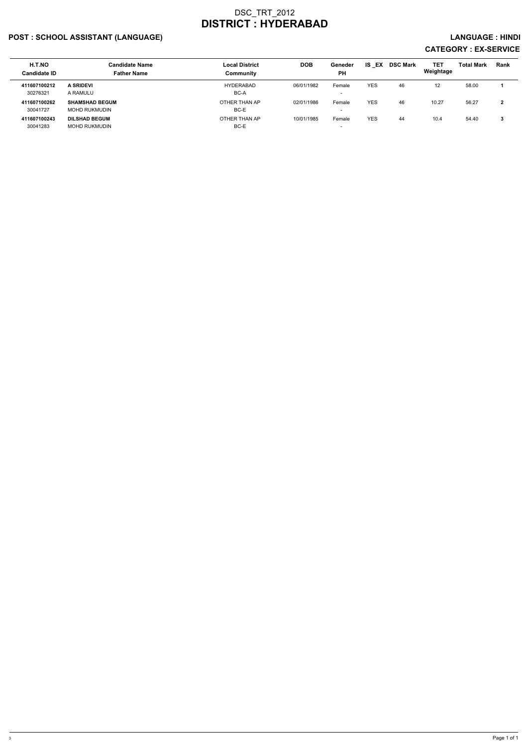# DSC_TRT_2012
# DISTRICT : HYDERABAD

**POST : SCHOOL ASSISTANT (LANGUAGE)** **LANGUAGE : HINDI**

**CATEGORY : EX-SERVICE**

| H.T.NO<br>Candidate ID | Candidate Name<br>Father Name | Local District<br>Community | DOB | Geneder<br>PH | IS _EX | DSC Mark | TET Weightage | Total Mark | Rank |
|---|---|---|---|---|---|---|---|---|---|
| **411607100212**<br>30276321 | **A SRIDEVI**<br>A RAMULU | HYDERABAD<br>BC-A | 06/01/1982 | Female<br>- | YES | 46 | 12 | 58.00 | **1** |
| **411607100262**<br>30041727 | **SHAMSHAD BEGUM**<br>MOHD RUKMUDIN | OTHER THAN AP<br>BC-E | 02/01/1986 | Female<br>- | YES | 46 | 10.27 | 56.27 | **2** |
| **411607100243**<br>30041283 | **DILSHAD BEGUM**<br>MOHD RUKMUDIN | OTHER THAN AP<br>BC-E | 10/01/1985 | Female<br>- | YES | 44 | 10.4 | 54.40 | **3** |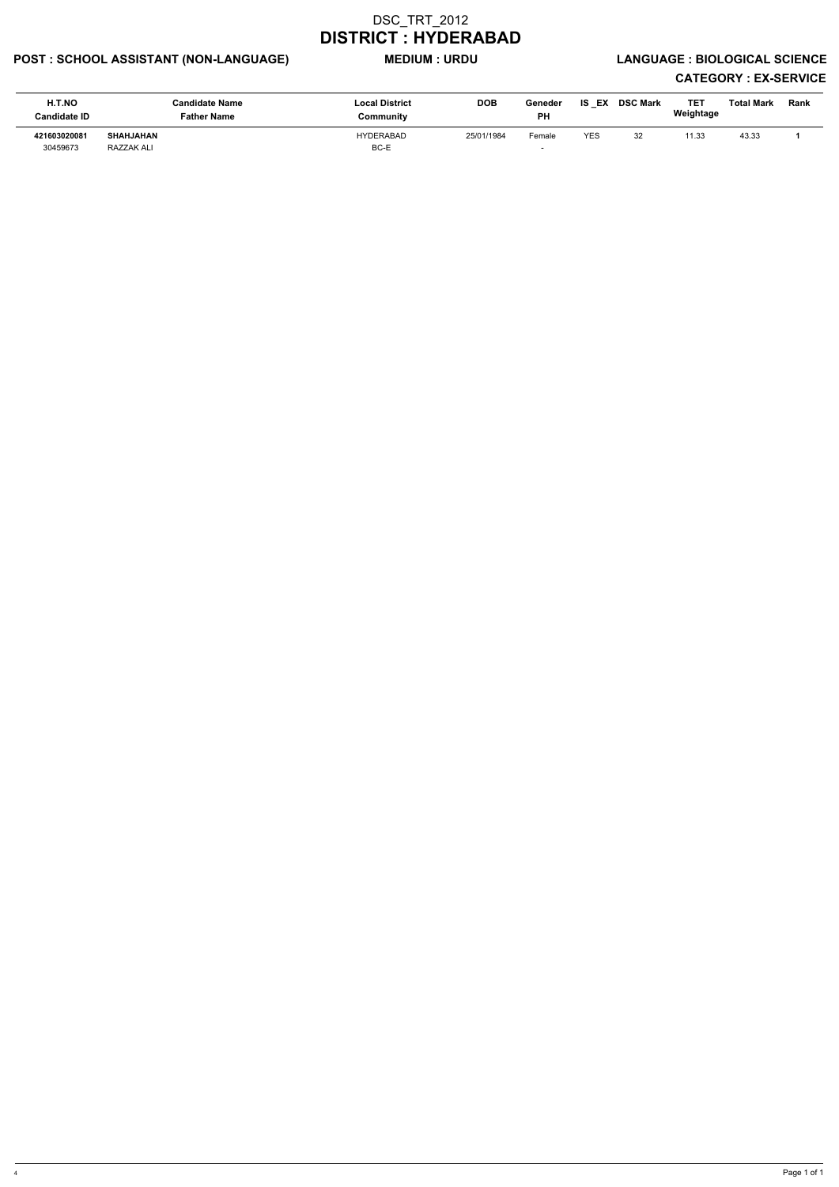# DSC_TRT_2012

## DISTRICT : HYDERABAD

**POST : SCHOOL ASSISTANT (NON-LANGUAGE)** **MEDIUM : URDU** **LANGUAGE : BIOLOGICAL SCIENCE**

**CATEGORY : EX-SERVICE**

| H.T.NO<br>Candidate ID | Candidate Name<br>Father Name | Local District<br>Community | DOB | Geneder<br>PH | IS _EX | DSC Mark | TET Weightage | Total Mark | Rank |
|---|---|---|---|---|---|---|---|---|---|
| **421603020081**<br>30459673 | **SHAHJAHAN**<br>RAZZAK ALI | HYDERABAD<br>BC-E | 25/01/1984 | Female<br>- | YES | 32 | 11.33 | 43.33 | **1** |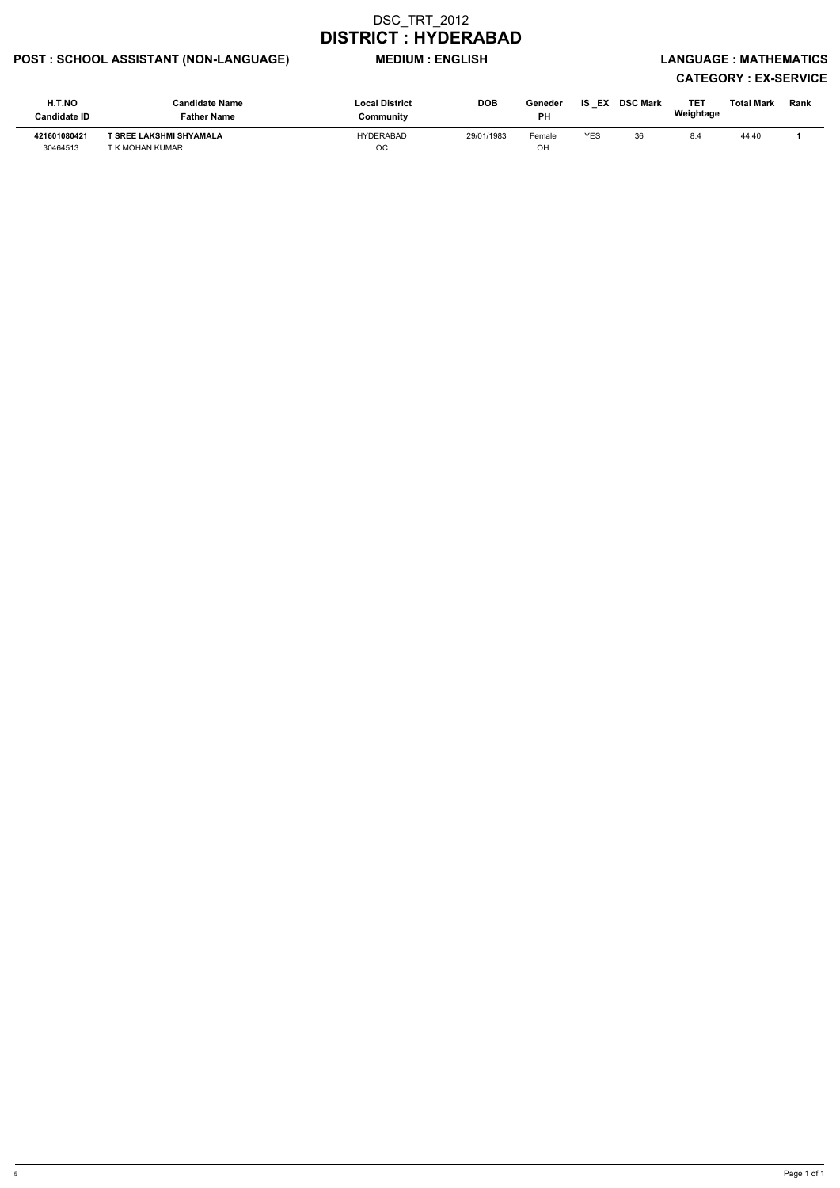# DSC_TRT_2012

## DISTRICT : HYDERABAD

**POST : SCHOOL ASSISTANT (NON-LANGUAGE)** **MEDIUM : ENGLISH** **LANGUAGE : MATHEMATICS**

**CATEGORY : EX-SERVICE**

| H.T.NO<br>Candidate ID | Candidate Name<br>Father Name | Local District<br>Community | DOB | Geneder<br>PH | IS _EX | DSC Mark | TET Weightage | Total Mark | Rank |
|---|---|---|---|---|---|---|---|---|---|
| **421601080421**<br>30464513 | **T SREE LAKSHMI SHYAMALA**<br>T K MOHAN KUMAR | HYDERABAD<br>OC | 29/01/1983 | Female<br>OH | YES | 36 | 8.4 | 44.40 | **1** |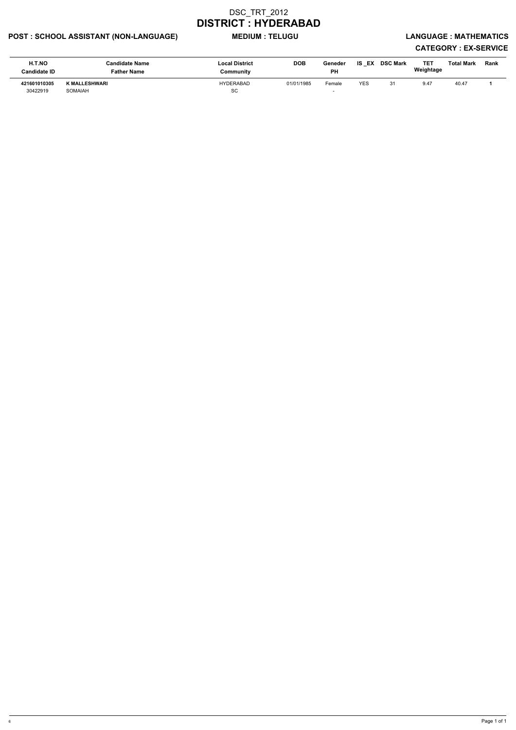# DSC_TRT_2012

## DISTRICT : HYDERABAD

**POST : SCHOOL ASSISTANT (NON-LANGUAGE)** **MEDIUM : TELUGU** **LANGUAGE : MATHEMATICS**

**CATEGORY : EX-SERVICE**

| H.T.NO<br>Candidate ID | Candidate Name<br>Father Name | Local District<br>Community | DOB | Geneder<br>PH | IS _EX | DSC Mark | TET Weightage | Total Mark | Rank |
|---|---|---|---|---|---|---|---|---|---|
| **421601010305**<br>30422919 | **K MALLESHWARI**<br>SOMAIAH | HYDERABAD<br>SC | 01/01/1985 | Female<br>- | YES | 31 | 9.47 | 40.47 | **1** |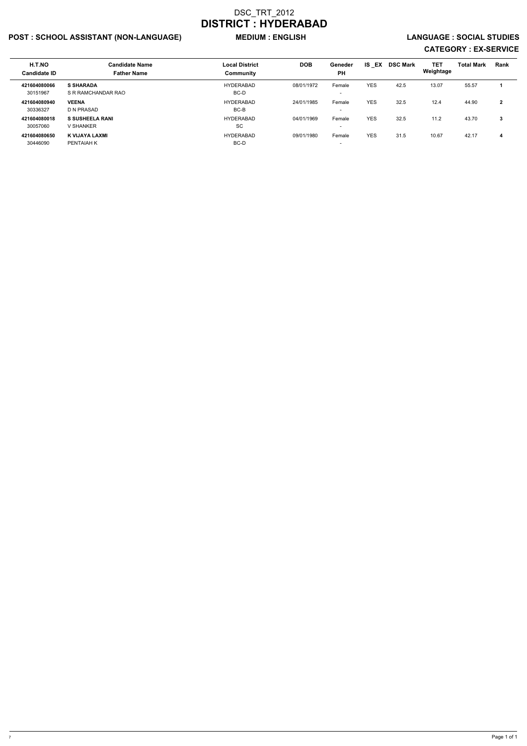# DSC_TRT_2012

# DISTRICT : HYDERABAD

**POST : SCHOOL ASSISTANT (NON-LANGUAGE)** **MEDIUM : ENGLISH** **LANGUAGE : SOCIAL STUDIES**

**CATEGORY : EX-SERVICE**

| H.T.NO<br>Candidate ID | Candidate Name<br>Father Name | Local District<br>Community | DOB | Geneder<br>PH | IS _EX | DSC Mark | TET Weightage | Total Mark | Rank |
|---|---|---|---|---|---|---|---|---|---|
| **421604080066**<br>30151967 | **S SHARADA**<br>S R RAMCHANDAR RAO | HYDERABAD<br>BC-D | 08/01/1972 | Female<br>- | YES | 42.5 | 13.07 | 55.57 | **1** |
| **421604080940**<br>30336327 | **VEENA**<br>D N PRASAD | HYDERABAD<br>BC-B | 24/01/1985 | Female<br>- | YES | 32.5 | 12.4 | 44.90 | **2** |
| **421604080018**<br>30057060 | **S SUSHEELA RANI**<br>V SHANKER | HYDERABAD<br>SC | 04/01/1969 | Female<br>- | YES | 32.5 | 11.2 | 43.70 | **3** |
| **421604080650**<br>30446090 | **K VIJAYA LAXMI**<br>PENTAIAH K | HYDERABAD<br>BC-D | 09/01/1980 | Female<br>- | YES | 31.5 | 10.67 | 42.17 | **4** |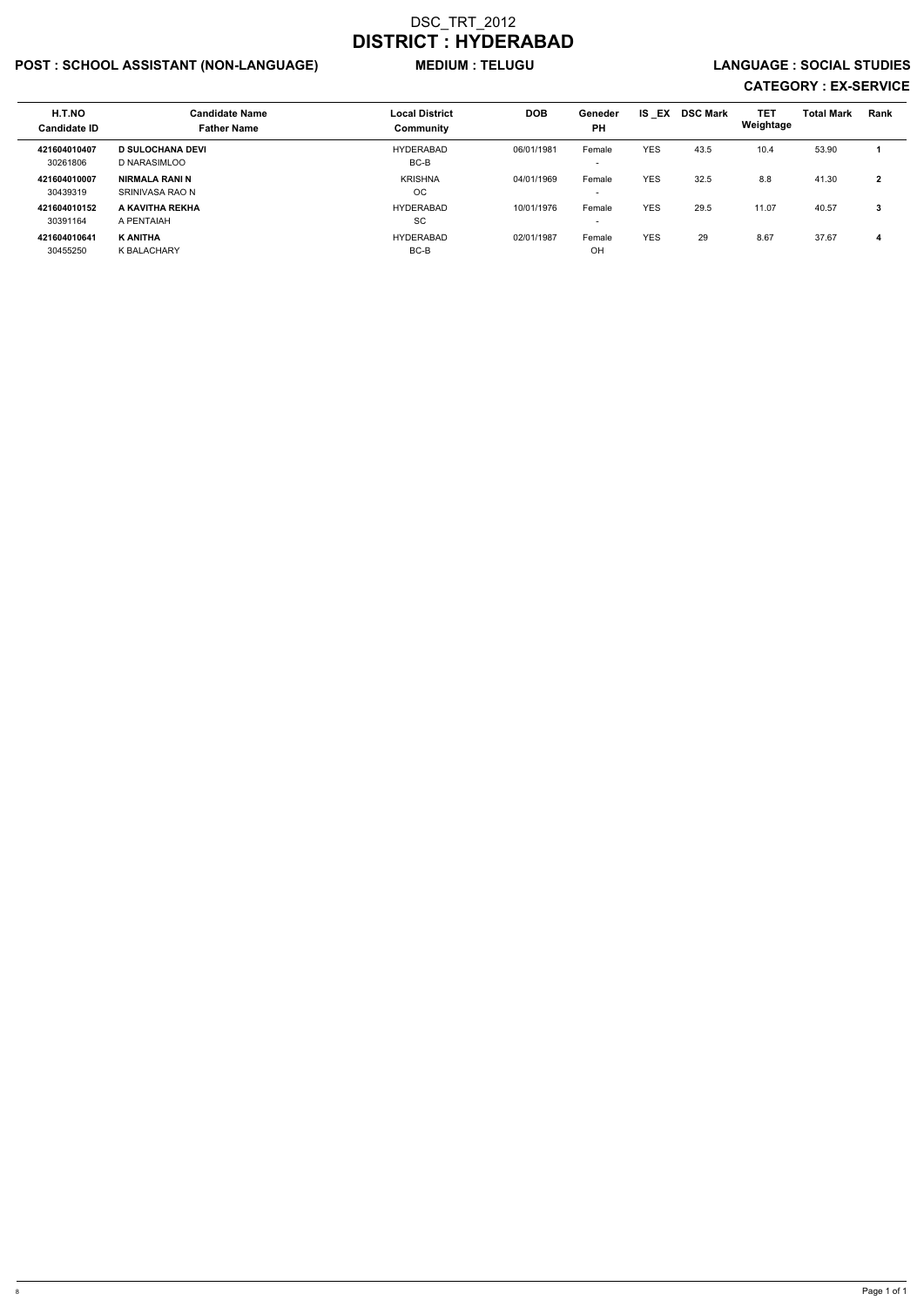# DSC_TRT_2012

# DISTRICT : HYDERABAD

**POST : SCHOOL ASSISTANT (NON-LANGUAGE)** **MEDIUM : TELUGU** **LANGUAGE : SOCIAL STUDIES**

**CATEGORY : EX-SERVICE**

| H.T.NO<br>Candidate ID | Candidate Name<br>Father Name | Local District<br>Community | DOB | Geneder<br>PH | IS _EX | DSC Mark | TET Weightage | Total Mark | Rank |
|---|---|---|---|---|---|---|---|---|---|
| **421604010407**<br>30261806 | **D SULOCHANA DEVI**<br>D NARASIMLOO | HYDERABAD<br>BC-B | 06/01/1981 | Female<br>- | YES | 43.5 | 10.4 | 53.90 | **1** |
| **421604010007**<br>30439319 | **NIRMALA RANI N**<br>SRINIVASA RAO N | KRISHNA<br>OC | 04/01/1969 | Female<br>- | YES | 32.5 | 8.8 | 41.30 | **2** |
| **421604010152**<br>30391164 | **A KAVITHA REKHA**<br>A PENTAIAH | HYDERABAD<br>SC | 10/01/1976 | Female<br>- | YES | 29.5 | 11.07 | 40.57 | **3** |
| **421604010641**<br>30455250 | **K ANITHA**<br>K BALACHARY | HYDERABAD<br>BC-B | 02/01/1987 | Female<br>OH | YES | 29 | 8.67 | 37.67 | **4** |